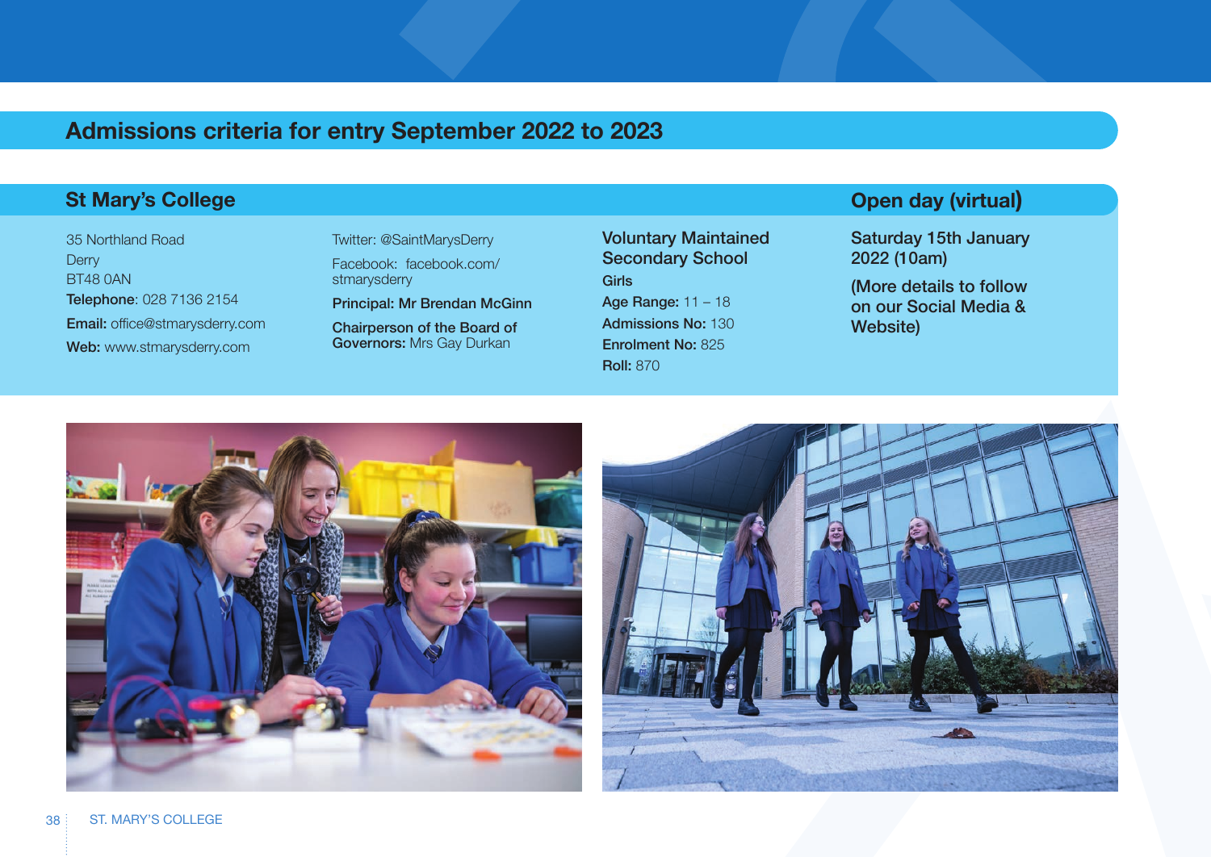# Admissions criteria for entry September 2022 to 2023

## St Mary's College

35 Northland Road
Derry
BT48 0AN
**Telephone**: 028 7136 2154
**Email:** office@stmarysderry.com
**Web:** www.stmarysderry.com

Twitter: @SaintMarysDerry
Facebook: facebook.com/stmarysderry
**Principal: Mr Brendan McGinn**
**Chairperson of the Board of Governors:** Mrs Gay Durkan

**Voluntary Maintained Secondary School**
**Girls**
**Age Range:** 11 – 18
**Admissions No:** 130
**Enrolment No:** 825
**Roll:** 870

## Open day (virtual)

**Saturday 15th January 2022 (10am)**

**(More details to follow on our Social Media & Website)**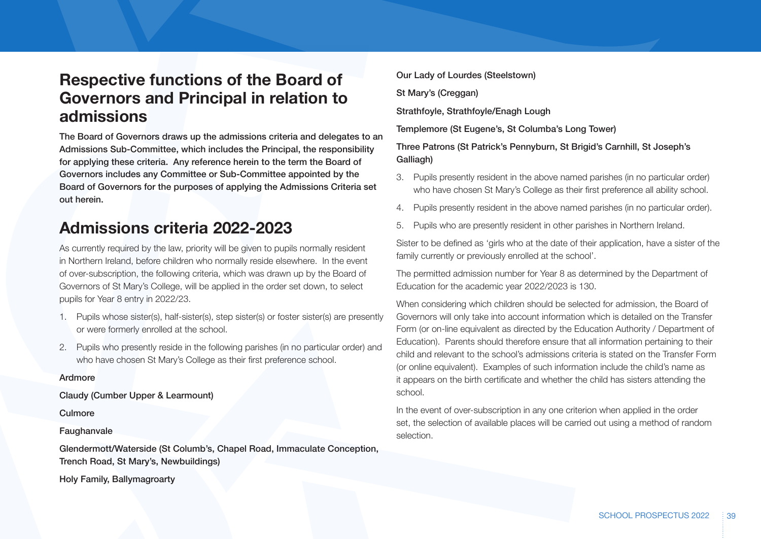## Respective functions of the Board of Governors and Principal in relation to admissions

**The Board of Governors draws up the admissions criteria and delegates to an Admissions Sub-Committee, which includes the Principal, the responsibility for applying these criteria. Any reference herein to the term the Board of Governors includes any Committee or Sub-Committee appointed by the Board of Governors for the purposes of applying the Admissions Criteria set out herein.**

## Admissions criteria 2022-2023

As currently required by the law, priority will be given to pupils normally resident in Northern Ireland, before children who normally reside elsewhere. In the event of over-subscription, the following criteria, which was drawn up by the Board of Governors of St Mary's College, will be applied in the order set down, to select pupils for Year 8 entry in 2022/23.

1. Pupils whose sister(s), half-sister(s), step sister(s) or foster sister(s) are presently or were formerly enrolled at the school.
2. Pupils who presently reside in the following parishes (in no particular order) and who have chosen St Mary's College as their first preference school.

**Ardmore**

**Claudy (Cumber Upper & Learmount)**

**Culmore**

**Faughanvale**

**Glendermott/Waterside (St Columb's, Chapel Road, Immaculate Conception, Trench Road, St Mary's, Newbuildings)**

**Holy Family, Ballymagroarty**

**Our Lady of Lourdes (Steelstown)**

**St Mary's (Creggan)**

**Strathfoyle, Strathfoyle/Enagh Lough**

**Templemore (St Eugene's, St Columba's Long Tower)**

**Three Patrons (St Patrick's Pennyburn, St Brigid's Carnhill, St Joseph's Galliagh)**

3. Pupils presently resident in the above named parishes (in no particular order) who have chosen St Mary's College as their first preference all ability school.
4. Pupils presently resident in the above named parishes (in no particular order).
5. Pupils who are presently resident in other parishes in Northern Ireland.

Sister to be defined as 'girls who at the date of their application, have a sister of the family currently or previously enrolled at the school'.

The permitted admission number for Year 8 as determined by the Department of Education for the academic year 2022/2023 is 130.

When considering which children should be selected for admission, the Board of Governors will only take into account information which is detailed on the Transfer Form (or on-line equivalent as directed by the Education Authority / Department of Education). Parents should therefore ensure that all information pertaining to their child and relevant to the school's admissions criteria is stated on the Transfer Form (or online equivalent). Examples of such information include the child's name as it appears on the birth certificate and whether the child has sisters attending the school.

In the event of over-subscription in any one criterion when applied in the order set, the selection of available places will be carried out using a method of random selection.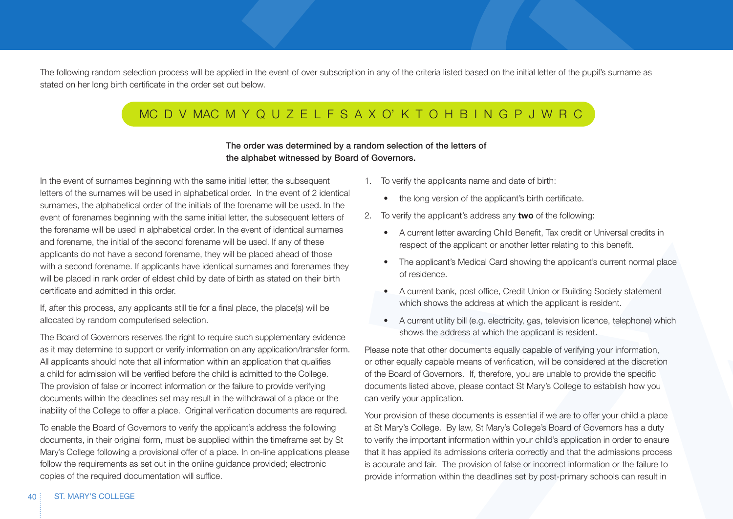The following random selection process will be applied in the event of over subscription in any of the criteria listed based on the initial letter of the pupil's surname as stated on her long birth certificate in the order set out below.

MC D V MAC M Y Q U Z E L F S A X O' K T O H B I N G P J W R C

**The order was determined by a random selection of the letters of the alphabet witnessed by Board of Governors.**

In the event of surnames beginning with the same initial letter, the subsequent letters of the surnames will be used in alphabetical order. In the event of 2 identical surnames, the alphabetical order of the initials of the forename will be used. In the event of forenames beginning with the same initial letter, the subsequent letters of the forename will be used in alphabetical order. In the event of identical surnames and forename, the initial of the second forename will be used. If any of these applicants do not have a second forename, they will be placed ahead of those with a second forename. If applicants have identical surnames and forenames they will be placed in rank order of eldest child by date of birth as stated on their birth certificate and admitted in this order.

If, after this process, any applicants still tie for a final place, the place(s) will be allocated by random computerised selection.

The Board of Governors reserves the right to require such supplementary evidence as it may determine to support or verify information on any application/transfer form. All applicants should note that all information within an application that qualifies a child for admission will be verified before the child is admitted to the College. The provision of false or incorrect information or the failure to provide verifying documents within the deadlines set may result in the withdrawal of a place or the inability of the College to offer a place. Original verification documents are required.

To enable the Board of Governors to verify the applicant's address the following documents, in their original form, must be supplied within the timeframe set by St Mary's College following a provisional offer of a place. In on-line applications please follow the requirements as set out in the online guidance provided; electronic copies of the required documentation will suffice.

1. To verify the applicants name and date of birth:
   - the long version of the applicant's birth certificate.
2. To verify the applicant's address any **two** of the following:
   - A current letter awarding Child Benefit, Tax credit or Universal credits in respect of the applicant or another letter relating to this benefit.
   - The applicant's Medical Card showing the applicant's current normal place of residence.
   - A current bank, post office, Credit Union or Building Society statement which shows the address at which the applicant is resident.
   - A current utility bill (e.g. electricity, gas, television licence, telephone) which shows the address at which the applicant is resident.

Please note that other documents equally capable of verifying your information, or other equally capable means of verification, will be considered at the discretion of the Board of Governors. If, therefore, you are unable to provide the specific documents listed above, please contact St Mary's College to establish how you can verify your application.

Your provision of these documents is essential if we are to offer your child a place at St Mary's College. By law, St Mary's College's Board of Governors has a duty to verify the important information within your child's application in order to ensure that it has applied its admissions criteria correctly and that the admissions process is accurate and fair. The provision of false or incorrect information or the failure to provide information within the deadlines set by post-primary schools can result in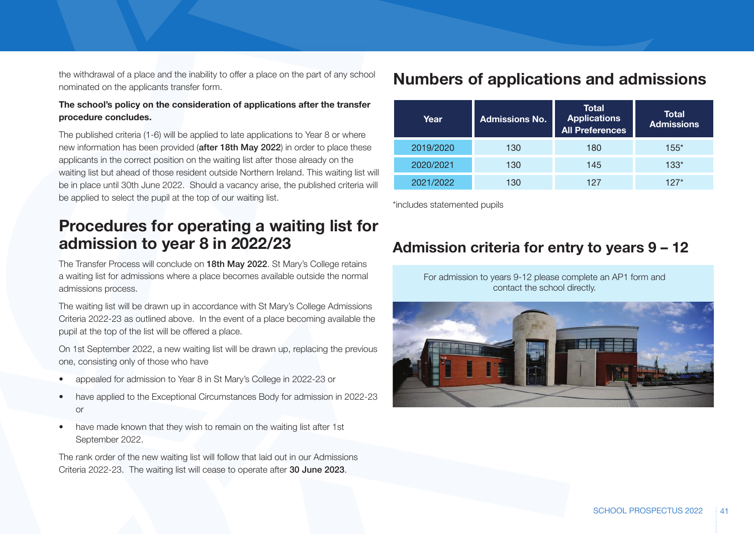the withdrawal of a place and the inability to offer a place on the part of any school nominated on the applicants transfer form.

**The school's policy on the consideration of applications after the transfer procedure concludes.**

The published criteria (1-6) will be applied to late applications to Year 8 or where new information has been provided (**after 18th May 2022**) in order to place these applicants in the correct position on the waiting list after those already on the waiting list but ahead of those resident outside Northern Ireland. This waiting list will be in place until 30th June 2022. Should a vacancy arise, the published criteria will be applied to select the pupil at the top of our waiting list.

## Procedures for operating a waiting list for admission to year 8 in 2022/23

The Transfer Process will conclude on **18th May 2022**. St Mary's College retains a waiting list for admissions where a place becomes available outside the normal admissions process.

The waiting list will be drawn up in accordance with St Mary's College Admissions Criteria 2022-23 as outlined above. In the event of a place becoming available the pupil at the top of the list will be offered a place.

On 1st September 2022, a new waiting list will be drawn up, replacing the previous one, consisting only of those who have

- appealed for admission to Year 8 in St Mary's College in 2022-23 or
- have applied to the Exceptional Circumstances Body for admission in 2022-23 or
- have made known that they wish to remain on the waiting list after 1st September 2022.

The rank order of the new waiting list will follow that laid out in our Admissions Criteria 2022-23. The waiting list will cease to operate after **30 June 2023**.

## Numbers of applications and admissions

| Year | Admissions No. | Total Applications All Preferences | Total Admissions |
|---|---|---|---|
| 2019/2020 | 130 | 180 | 155* |
| 2020/2021 | 130 | 145 | 133* |
| 2021/2022 | 130 | 127 | 127* |

*includes statemented pupils

## Admission criteria for entry to years 9 – 12

For admission to years 9-12 please complete an AP1 form and contact the school directly.